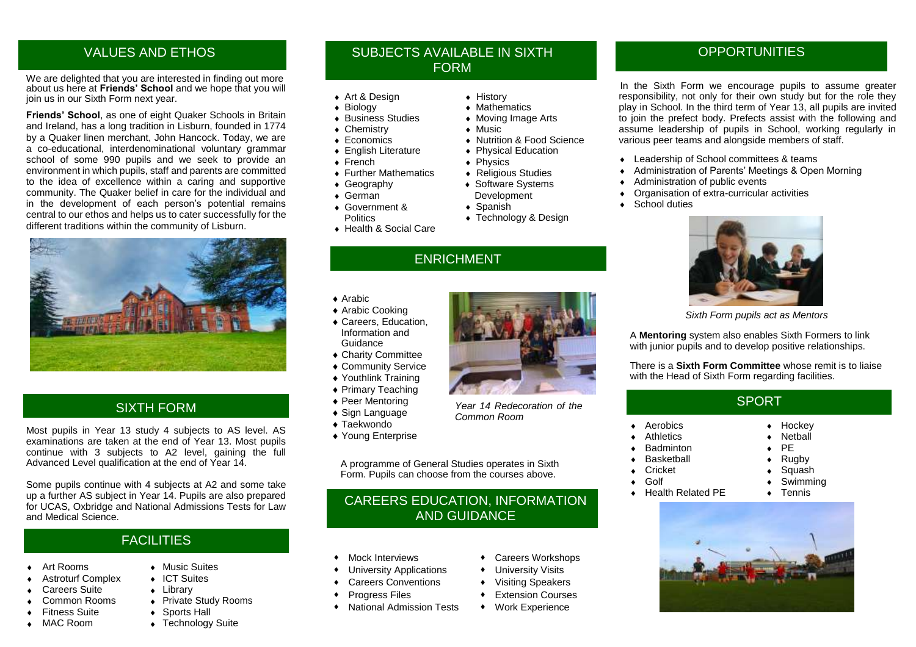## VALUES AND ETHOS

We are delighted that you are interested in finding out more about us here at **Friends' School** and we hope that you will join us in our Sixth Form next year.

**Friends' School**, as one of eight Quaker Schools in Britain and Ireland, has a long tradition in Lisburn, founded in 1774 by a Quaker linen merchant, John Hancock. Today, we are a co-educational, interdenominational voluntary grammar school of some 990 pupils and we seek to provide an environment in which pupils, staff and parents are committed to the idea of excellence within a caring and supportive community. The Quaker belief in care for the individual and in the development of each person's potential remains central to our ethos and helps us to cater successfully for the different traditions within the community of Lisburn.

## SIXTH FORM

Most pupils in Year 13 study 4 subjects to AS level. AS examinations are taken at the end of Year 13. Most pupils continue with 3 subjects to A2 level, gaining the full Advanced Level qualification at the end of Year 14.

Some pupils continue with 4 subjects at A2 and some take up a further AS subject in Year 14. Pupils are also prepared for UCAS, Oxbridge and National Admissions Tests for Law and Medical Science.

## FACILITIES

- Art Rooms
- Astroturf Complex
- Careers Suite
- Common Rooms
- Fitness Suite
- MAC Room
- Music Suites
- ICT Suites
- Library
- Private Study Rooms
- Sports Hall
- Technology Suite

## SUBJECTS AVAILABLE IN SIXTH FORM

- Art & Design
- Biology
- Business Studies
- Chemistry
- Economics
- English Literature
- French
- Further Mathematics
- Geography
- German
- Government & Politics
- Health & Social Care
- History
- Mathematics
- Moving Image Arts
- Music
- Nutrition & Food Science
- Physical Education
- Physics
- Religious Studies
- Software Systems Development
- Spanish
- Technology & Design

## ENRICHMENT

- Arabic
- Arabic Cooking
- Careers, Education, Information and Guidance
- Charity Committee
- Community Service
- Youthlink Training
- Primary Teaching
- Peer Mentoring
- Sign Language
- Taekwondo
- Young Enterprise

*Year 14 Redecoration of the Common Room*

A programme of General Studies operates in Sixth Form. Pupils can choose from the courses above.

## CAREERS EDUCATION, INFORMATION AND GUIDANCE

- Mock Interviews
- University Applications
- Careers Conventions
- Progress Files
- National Admission Tests
- Careers Workshops
- University Visits
- Visiting Speakers
- Extension Courses
- Work Experience

## OPPORTUNITIES

In the Sixth Form we encourage pupils to assume greater responsibility, not only for their own study but for the role they play in School. In the third term of Year 13, all pupils are invited to join the prefect body. Prefects assist with the following and assume leadership of pupils in School, working regularly in various peer teams and alongside members of staff.

- Leadership of School committees & teams
- Administration of Parents' Meetings & Open Morning
- Administration of public events
- Organisation of extra-curricular activities
- School duties

*Sixth Form pupils act as Mentors*

A **Mentoring** system also enables Sixth Formers to link with junior pupils and to develop positive relationships.

There is a **Sixth Form Committee** whose remit is to liaise with the Head of Sixth Form regarding facilities.

## SPORT

- Aerobics
- Athletics
- Badminton
- Basketball
- Cricket
- Golf
- Health Related PE
- Hockey
- Netball
- PE
- Rugby
- Squash
- Swimming
- Tennis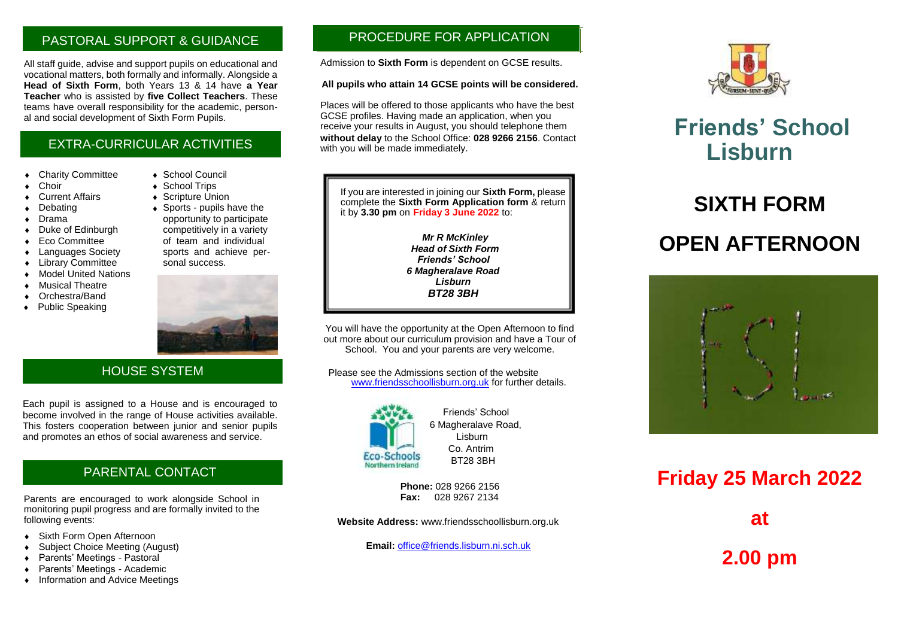## PASTORAL SUPPORT & GUIDANCE

All staff guide, advise and support pupils on educational and vocational matters, both formally and informally. Alongside a **Head of Sixth Form**, both Years 13 & 14 have **a Year Teacher** who is assisted by **five Collect Teachers**. These teams have overall responsibility for the academic, personal and social development of Sixth Form Pupils.

## EXTRA-CURRICULAR ACTIVITIES

- Charity Committee
- Choir
- Current Affairs
- Debating
- Drama
- Duke of Edinburgh
- Eco Committee
- Languages Society
- Library Committee
- Model United Nations
- Musical Theatre
- Orchestra/Band
- Public Speaking
- School Council
- School Trips
- Scripture Union
- Sports - pupils have the opportunity to participate competitively in a variety of team and individual sports and achieve personal success.

## HOUSE SYSTEM

Each pupil is assigned to a House and is encouraged to become involved in the range of House activities available. This fosters cooperation between junior and senior pupils and promotes an ethos of social awareness and service.

## PARENTAL CONTACT

Parents are encouraged to work alongside School in monitoring pupil progress and are formally invited to the following events:

- Sixth Form Open Afternoon
- Subject Choice Meeting (August)
- Parents' Meetings - Pastoral
- Parents' Meetings - Academic
- Information and Advice Meetings

## PROCEDURE FOR APPLICATION

Admission to **Sixth Form** is dependent on GCSE results.

**All pupils who attain 14 GCSE points will be considered.**

Places will be offered to those applicants who have the best GCSE profiles. Having made an application, when you receive your results in August, you should telephone them **without delay** to the School Office: **028 9266 2156**. Contact with you will be made immediately.

If you are interested in joining our **Sixth Form,** please complete the **Sixth Form Application form** & return it by **3.30 pm** on **Friday 3 June 2022** to:

***Mr R McKinley***
***Head of Sixth Form***
***Friends' School***
***6 Magheralave Road***
***Lisburn***
***BT28 3BH***

You will have the opportunity at the Open Afternoon to find out more about our curriculum provision and have a Tour of School. You and your parents are very welcome.

Please see the Admissions section of the website www.friendsschoollisburn.org.uk for further details.

Friends' School
6 Magheralave Road,
Lisburn
Co. Antrim
BT28 3BH

**Phone:** 028 9266 2156
**Fax:** 028 9267 2134

**Website Address:** www.friendsschoollisburn.org.uk

**Email:** office@friends.lisburn.ni.sch.uk

# Friends' School Lisburn

# SIXTH FORM

# OPEN AFTERNOON

## Friday 25 March 2022

## at

## 2.00 pm